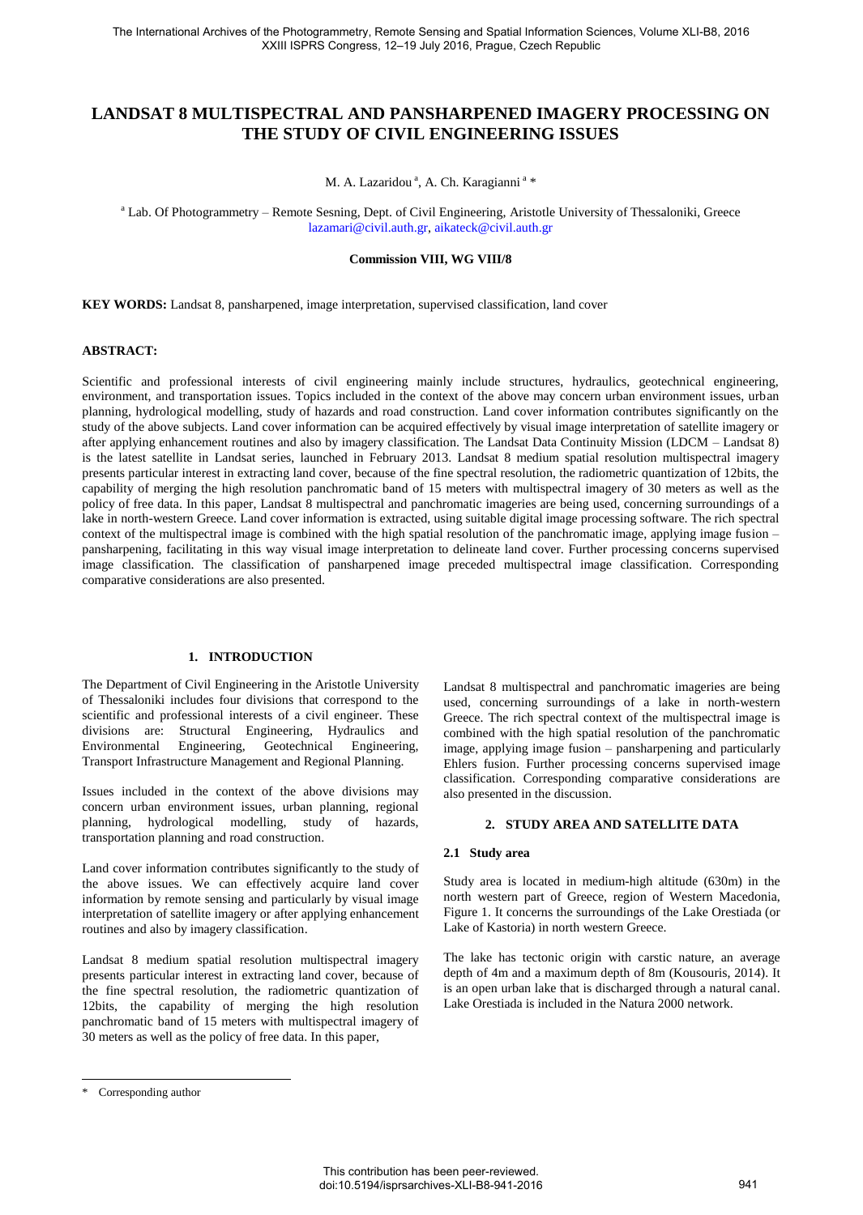# LANDSAT 8 MULTISPECTRAL AND PANSHARPENED IMAGERY PROCESSING ON THE STUDY OF CIVIL ENGINEERING ISSUES

M. A. Lazaridou [a], A. Ch. Karagianni [a] *

[a] Lab. Of Photogrammetry – Remote Sesning, Dept. of Civil Engineering, Aristotle University of Thessaloniki, Greece
lazamari@civil.auth.gr, aikateck@civil.auth.gr

**Commission VIII, WG VIII/8**

**KEY WORDS:** Landsat 8, pansharpened, image interpretation, supervised classification, land cover

**ABSTRACT:**

Scientific and professional interests of civil engineering mainly include structures, hydraulics, geotechnical engineering, environment, and transportation issues. Topics included in the context of the above may concern urban environment issues, urban planning, hydrological modelling, study of hazards and road construction. Land cover information contributes significantly on the study of the above subjects. Land cover information can be acquired effectively by visual image interpretation of satellite imagery or after applying enhancement routines and also by imagery classification. The Landsat Data Continuity Mission (LDCM – Landsat 8) is the latest satellite in Landsat series, launched in February 2013. Landsat 8 medium spatial resolution multispectral imagery presents particular interest in extracting land cover, because of the fine spectral resolution, the radiometric quantization of 12bits, the capability of merging the high resolution panchromatic band of 15 meters with multispectral imagery of 30 meters as well as the policy of free data. In this paper, Landsat 8 multispectral and panchromatic imageries are being used, concerning surroundings of a lake in north-western Greece. Land cover information is extracted, using suitable digital image processing software. The rich spectral context of the multispectral image is combined with the high spatial resolution of the panchromatic image, applying image fusion – pansharpening, facilitating in this way visual image interpretation to delineate land cover. Further processing concerns supervised image classification. The classification of pansharpened image preceded multispectral image classification. Corresponding comparative considerations are also presented.

## 1. INTRODUCTION

The Department of Civil Engineering in the Aristotle University of Thessaloniki includes four divisions that correspond to the scientific and professional interests of a civil engineer. These divisions are: Structural Engineering, Hydraulics and Environmental Engineering, Geotechnical Engineering, Transport Infrastructure Management and Regional Planning.

Issues included in the context of the above divisions may concern urban environment issues, urban planning, regional planning, hydrological modelling, study of hazards, transportation planning and road construction.

Land cover information contributes significantly to the study of the above issues. We can effectively acquire land cover information by remote sensing and particularly by visual image interpretation of satellite imagery or after applying enhancement routines and also by imagery classification.

Landsat 8 medium spatial resolution multispectral imagery presents particular interest in extracting land cover, because of the fine spectral resolution, the radiometric quantization of 12bits, the capability of merging the high resolution panchromatic band of 15 meters with multispectral imagery of 30 meters as well as the policy of free data. In this paper, Landsat 8 multispectral and panchromatic imageries are being used, concerning surroundings of a lake in north-western Greece. The rich spectral context of the multispectral image is combined with the high spatial resolution of the panchromatic image, applying image fusion – pansharpening and particularly Ehlers fusion. Further processing concerns supervised image classification. Corresponding comparative considerations are also presented in the discussion.

## 2. STUDY AREA AND SATELLITE DATA

### 2.1 Study area

Study area is located in medium-high altitude (630m) in the north western part of Greece, region of Western Macedonia, Figure 1. It concerns the surroundings of the Lake Orestiada (or Lake of Kastoria) in north western Greece.

The lake has tectonic origin with carstic nature, an average depth of 4m and a maximum depth of 8m (Kousouris, 2014). It is an open urban lake that is discharged through a natural canal. Lake Orestiada is included in the Natura 2000 network.

\* Corresponding author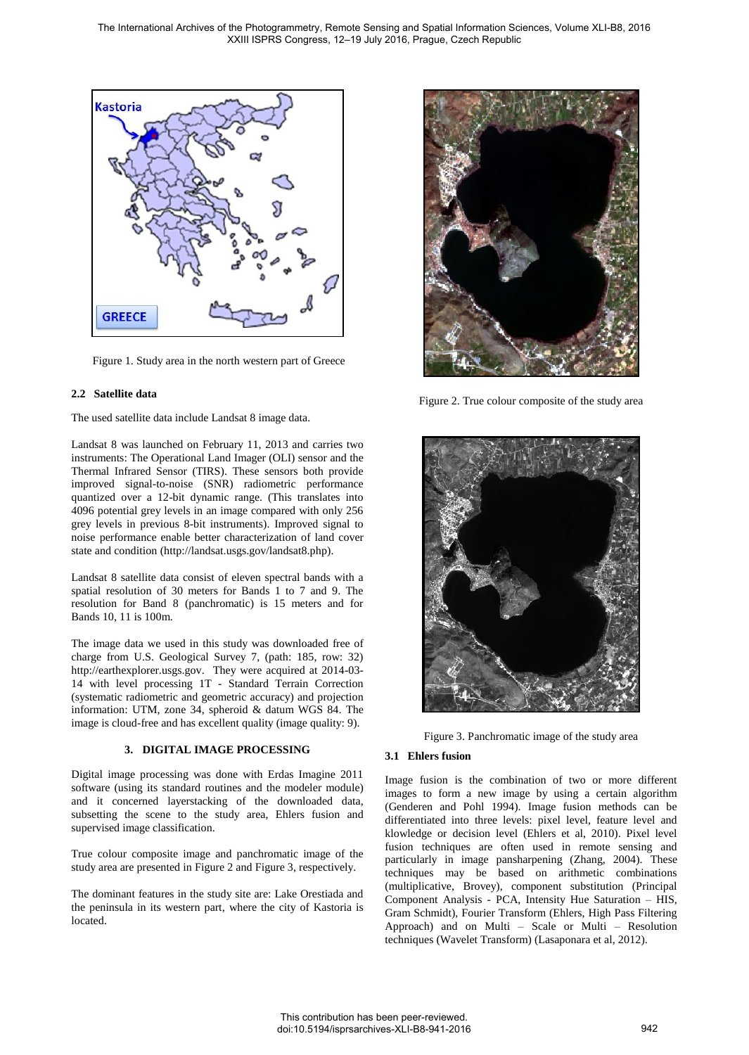Figure 1. Study area in the north western part of Greece

### 2.2 Satellite data

The used satellite data include Landsat 8 image data.

Landsat 8 was launched on February 11, 2013 and carries two instruments: The Operational Land Imager (OLI) sensor and the Thermal Infrared Sensor (TIRS). These sensors both provide improved signal-to-noise (SNR) radiometric performance quantized over a 12-bit dynamic range. (This translates into 4096 potential grey levels in an image compared with only 256 grey levels in previous 8-bit instruments). Improved signal to noise performance enable better characterization of land cover state and condition (http://landsat.usgs.gov/landsat8.php).

Landsat 8 satellite data consist of eleven spectral bands with a spatial resolution of 30 meters for Bands 1 to 7 and 9. The resolution for Band 8 (panchromatic) is 15 meters and for Bands 10, 11 is 100m.

The image data we used in this study was downloaded free of charge from U.S. Geological Survey 7, (path: 185, row: 32) http://earthexplorer.usgs.gov. They were acquired at 2014-03-14 with level processing 1T - Standard Terrain Correction (systematic radiometric and geometric accuracy) and projection information: UTM, zone 34, spheroid & datum WGS 84. The image is cloud-free and has excellent quality (image quality: 9).

## 3. DIGITAL IMAGE PROCESSING

Digital image processing was done with Erdas Imagine 2011 software (using its standard routines and the modeler module) and it concerned layerstacking of the downloaded data, subsetting the scene to the study area, Ehlers fusion and supervised image classification.

True colour composite image and panchromatic image of the study area are presented in Figure 2 and Figure 3, respectively.

The dominant features in the study site are: Lake Orestiada and the peninsula in its western part, where the city of Kastoria is located.

Figure 2. True colour composite of the study area

Figure 3. Panchromatic image of the study area

### 3.1 Ehlers fusion

Image fusion is the combination of two or more different images to form a new image by using a certain algorithm (Genderen and Pohl 1994). Image fusion methods can be differentiated into three levels: pixel level, feature level and klowledge or decision level (Ehlers et al, 2010). Pixel level fusion techniques are often used in remote sensing and particularly in image pansharpening (Zhang, 2004). These techniques may be based on arithmetic combinations (multiplicative, Brovey), component substitution (Principal Component Analysis - PCA, Intensity Hue Saturation – HIS, Gram Schmidt), Fourier Transform (Ehlers, High Pass Filtering Approach) and on Multi – Scale or Multi – Resolution techniques (Wavelet Transform) (Lasaponara et al, 2012).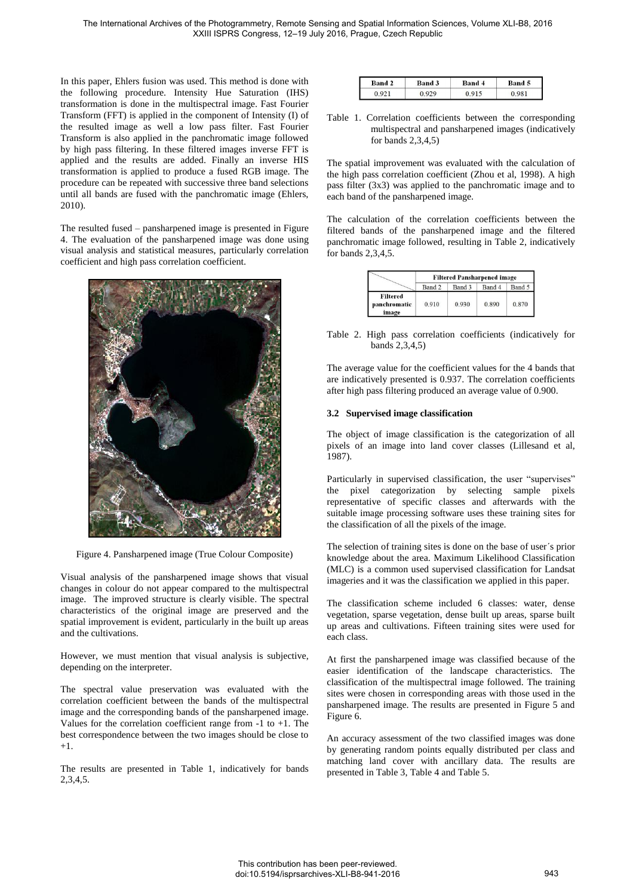In this paper, Ehlers fusion was used. This method is done with the following procedure. Intensity Hue Saturation (IHS) transformation is done in the multispectral image. Fast Fourier Transform (FFT) is applied in the component of Intensity (I) of the resulted image as well a low pass filter. Fast Fourier Transform is also applied in the panchromatic image followed by high pass filtering. In these filtered images inverse FFT is applied and the results are added. Finally an inverse HIS transformation is applied to produce a fused RGB image. The procedure can be repeated with successive three band selections until all bands are fused with the panchromatic image (Ehlers, 2010).

The resulted fused – pansharpened image is presented in Figure 4. The evaluation of the pansharpened image was done using visual analysis and statistical measures, particularly correlation coefficient and high pass correlation coefficient.

Figure 4. Pansharpened image (True Colour Composite)

Visual analysis of the pansharpened image shows that visual changes in colour do not appear compared to the multispectral image. The improved structure is clearly visible. The spectral characteristics of the original image are preserved and the spatial improvement is evident, particularly in the built up areas and the cultivations.

However, we must mention that visual analysis is subjective, depending on the interpreter.

The spectral value preservation was evaluated with the correlation coefficient between the bands of the multispectral image and the corresponding bands of the pansharpened image. Values for the correlation coefficient range from -1 to +1. The best correspondence between the two images should be close to +1.

The results are presented in Table 1, indicatively for bands 2,3,4,5.

| Band 2 | Band 3 | Band 4 | Band 5 |
|---|---|---|---|
| 0.921 | 0.929 | 0.915 | 0.981 |

Table 1. Correlation coefficients between the corresponding multispectral and pansharpened images (indicatively for bands 2,3,4,5)

The spatial improvement was evaluated with the calculation of the high pass correlation coefficient (Zhou et al, 1998). A high pass filter (3x3) was applied to the panchromatic image and to each band of the pansharpened image.

The calculation of the correlation coefficients between the filtered bands of the pansharpened image and the filtered panchromatic image followed, resulting in Table 2, indicatively for bands 2,3,4,5.

| | Filtered Pansharpened image | | | |
|---|---|---|---|---|
| | Band 2 | Band 3 | Band 4 | Band 5 |
| Filtered panchromatic image | 0.910 | 0.930 | 0.890 | 0.870 |

Table 2. High pass correlation coefficients (indicatively for bands 2,3,4,5)

The average value for the coefficient values for the 4 bands that are indicatively presented is 0.937. The correlation coefficients after high pass filtering produced an average value of 0.900.

### 3.2 Supervised image classification

The object of image classification is the categorization of all pixels of an image into land cover classes (Lillesand et al, 1987).

Particularly in supervised classification, the user "supervises" the pixel categorization by selecting sample pixels representative of specific classes and afterwards with the suitable image processing software uses these training sites for the classification of all the pixels of the image.

The selection of training sites is done on the base of user´s prior knowledge about the area. Maximum Likelihood Classification (MLC) is a common used supervised classification for Landsat imageries and it was the classification we applied in this paper.

The classification scheme included 6 classes: water, dense vegetation, sparse vegetation, dense built up areas, sparse built up areas and cultivations. Fifteen training sites were used for each class.

At first the pansharpened image was classified because of the easier identification of the landscape characteristics. The classification of the multispectral image followed. The training sites were chosen in corresponding areas with those used in the pansharpened image. The results are presented in Figure 5 and Figure 6.

An accuracy assessment of the two classified images was done by generating random points equally distributed per class and matching land cover with ancillary data. The results are presented in Table 3, Table 4 and Table 5.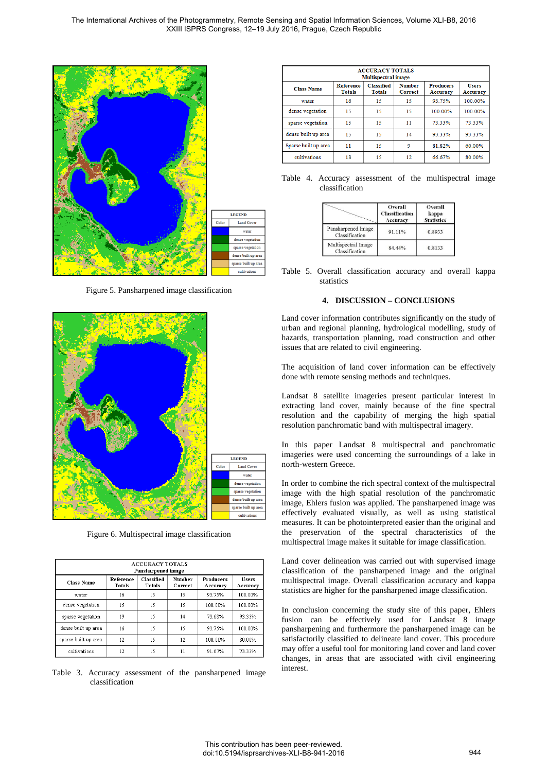LEGEND

| Color | Land Cover |
|---|---|
| | water |
| | dense vegetation |
| | sparse vegetation |
| | dense built up area |
| | sparse built up area |
| | cultivations |

Figure 5. Pansharpened image classification

LEGEND

| Color | Land Cover |
|---|---|
| | water |
| | dense vegetation |
| | sparse vegetation |
| | dense built up area |
| | sparse built up area |
| | cultivations |

Figure 6. Multispectral image classification

| ACCURACY TOTALS Pansharpened image | | | | | |
|---|---|---|---|---|---|
| Class Name | Reference Totals | Classified Totals | Number Correct | Producers Accuracy | Users Accuracy |
| water | 16 | 15 | 15 | 93.75% | 100.00% |
| dense vegetation | 15 | 15 | 15 | 100.00% | 100.00% |
| sparse vegetation | 19 | 15 | 14 | 73.68% | 93.33% |
| dense built up area | 16 | 15 | 15 | 93.75% | 100.00% |
| sparse built up area | 12 | 15 | 12 | 100.00% | 80.00% |
| cultivations | 12 | 15 | 11 | 91.67% | 73.33% |

Table 3. Accuracy assessment of the pansharpened image classification

| ACCURACY TOTALS Multispectral image | | | | | |
|---|---|---|---|---|---|
| Class Name | Reference Totals | Classified Totals | Number Correct | Producers Accuracy | Users Accuracy |
| water | 16 | 15 | 15 | 93.75% | 100.00% |
| dense vegetation | 15 | 15 | 15 | 100.00% | 100.00% |
| sparse vegetation | 15 | 15 | 11 | 73.33% | 73.33% |
| dense built up area | 15 | 15 | 14 | 93.33% | 93.33% |
| Sparse built up area | 11 | 15 | 9 | 81.82% | 60.00% |
| cultivations | 18 | 15 | 12 | 66.67% | 80.00% |

Table 4. Accuracy assessment of the multispectral image classification

| | Overall Classification Accuracy | Overall kappa Statistics |
|---|---|---|
| Pansharpened Image Classification | 91.11% | 0.8933 |
| Multispectral Image Classification | 84.44% | 0.8133 |

Table 5. Overall classification accuracy and overall kappa statistics

## 4. DISCUSSION – CONCLUSIONS

Land cover information contributes significantly on the study of urban and regional planning, hydrological modelling, study of hazards, transportation planning, road construction and other issues that are related to civil engineering.

The acquisition of land cover information can be effectively done with remote sensing methods and techniques.

Landsat 8 satellite imageries present particular interest in extracting land cover, mainly because of the fine spectral resolution and the capability of merging the high spatial resolution panchromatic band with multispectral imagery.

In this paper Landsat 8 multispectral and panchromatic imageries were used concerning the surroundings of a lake in north-western Greece.

In order to combine the rich spectral context of the multispectral image with the high spatial resolution of the panchromatic image, Ehlers fusion was applied. The pansharpened image was effectively evaluated visually, as well as using statistical measures. It can be photointerpreted easier than the original and the preservation of the spectral characteristics of the multispectral image makes it suitable for image classification.

Land cover delineation was carried out with supervised image classification of the pansharpened image and the original multispectral image. Overall classification accuracy and kappa statistics are higher for the pansharpened image classification.

In conclusion concerning the study site of this paper, Ehlers fusion can be effectively used for Landsat 8 image pansharpening and furthermore the pansharpened image can be satisfactorily classified to delineate land cover. This procedure may offer a useful tool for monitoring land cover and land cover changes, in areas that are associated with civil engineering interest.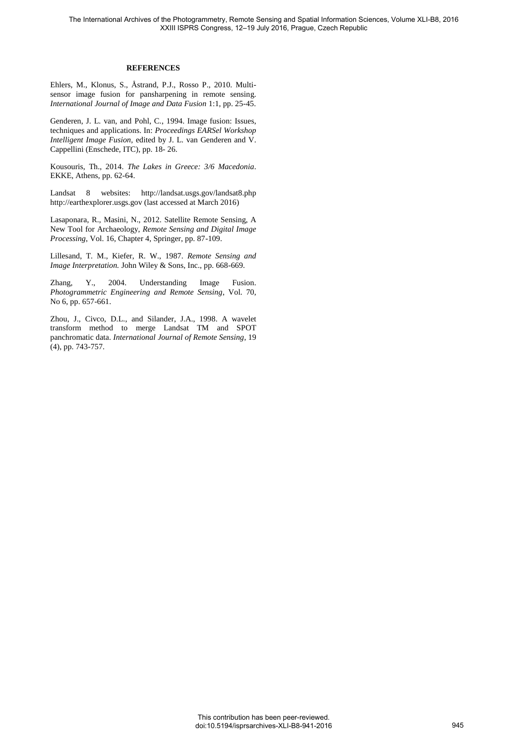**REFERENCES**

Ehlers, M., Klonus, S., Åstrand, P.J., Rosso P., 2010. Multi-sensor image fusion for pansharpening in remote sensing. *International Journal of Image and Data Fusion* 1:1, pp. 25-45.

Genderen, J. L. van, and Pohl, C., 1994. Image fusion: Issues, techniques and applications. In: *Proceedings EARSel Workshop Intelligent Image Fusion*, edited by J. L. van Genderen and V. Cappellini (Enschede, ITC), pp. 18- 26.

Kousouris, Th., 2014. *The Lakes in Greece: 3/6 Macedonia*. EKKE, Athens, pp. 62-64.

Landsat 8 websites: http://landsat.usgs.gov/landsat8.php http://earthexplorer.usgs.gov (last accessed at March 2016)

Lasaponara, R., Masini, N., 2012. Satellite Remote Sensing, A New Tool for Archaeology, *Remote Sensing and Digital Image Processing*, Vol. 16, Chapter 4, Springer, pp. 87-109.

Lillesand, T. M., Kiefer, R. W., 1987. *Remote Sensing and Image Interpretation.* John Wiley & Sons, Inc., pp. 668-669.

Zhang, Y., 2004. Understanding Image Fusion. *Photogrammetric Engineering and Remote Sensing*, Vol. 70, No 6, pp. 657-661.

Zhou, J., Civco, D.L., and Silander, J.A., 1998. A wavelet transform method to merge Landsat TM and SPOT panchromatic data. *International Journal of Remote Sensing*, 19 (4), pp. 743-757.